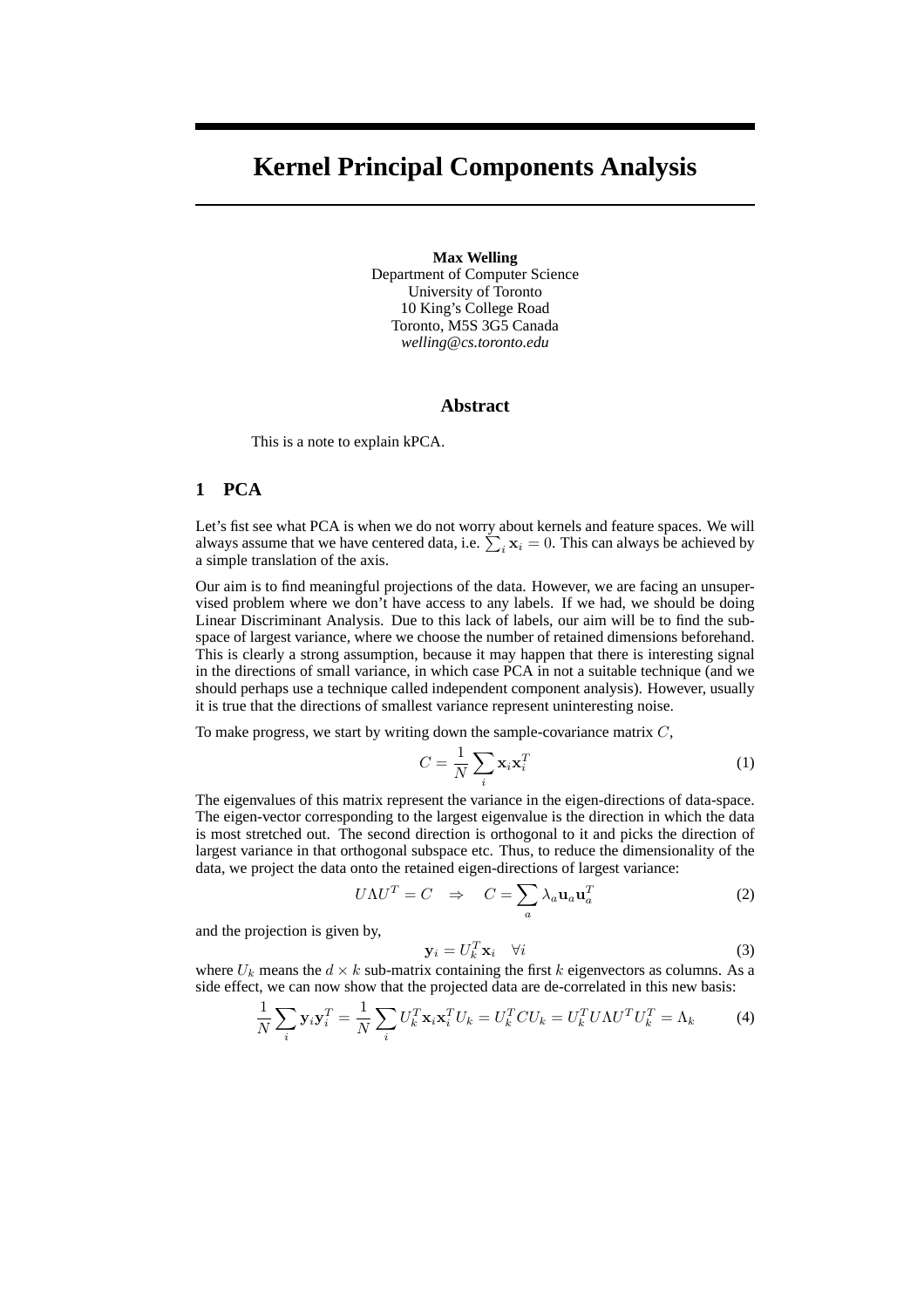# Kernel Principal Components Analysis

**Max Welling**
Department of Computer Science
University of Toronto
10 King's College Road
Toronto, M5S 3G5 Canada
*welling@cs.toronto.edu*

## Abstract

This is a note to explain kPCA.

## 1 PCA

Let's fist see what PCA is when we do not worry about kernels and feature spaces. We will always assume that we have centered data, i.e. $\sum_i \mathbf{x}_i = 0$. This can always be achieved by a simple translation of the axis.

Our aim is to find meaningful projections of the data. However, we are facing an unsupervised problem where we don't have access to any labels. If we had, we should be doing Linear Discriminant Analysis. Due to this lack of labels, our aim will be to find the subspace of largest variance, where we choose the number of retained dimensions beforehand. This is clearly a strong assumption, because it may happen that there is interesting signal in the directions of small variance, in which case PCA in not a suitable technique (and we should perhaps use a technique called independent component analysis). However, usually it is true that the directions of smallest variance represent uninteresting noise.

To make progress, we start by writing down the sample-covariance matrix $C$,

$$C = \frac{1}{N} \sum_i \mathbf{x}_i \mathbf{x}_i^T \tag{1}$$

The eigenvalues of this matrix represent the variance in the eigen-directions of data-space. The eigen-vector corresponding to the largest eigenvalue is the direction in which the data is most stretched out. The second direction is orthogonal to it and picks the direction of largest variance in that orthogonal subspace etc. Thus, to reduce the dimensionality of the data, we project the data onto the retained eigen-directions of largest variance:

$$U \Lambda U^T = C \quad \Rightarrow \quad C = \sum_a \lambda_a \mathbf{u}_a \mathbf{u}_a^T \tag{2}$$

and the projection is given by,

$$\mathbf{y}_i = U_k^T \mathbf{x}_i \quad \forall i \tag{3}$$

where $U_k$ means the $d \times k$ sub-matrix containing the first $k$ eigenvectors as columns. As a side effect, we can now show that the projected data are de-correlated in this new basis:

$$\frac{1}{N} \sum_i \mathbf{y}_i \mathbf{y}_i^T = \frac{1}{N} \sum_i U_k^T \mathbf{x}_i \mathbf{x}_i^T U_k = U_k^T C U_k = U_k^T U \Lambda U^T U_k^T = \Lambda_k \tag{4}$$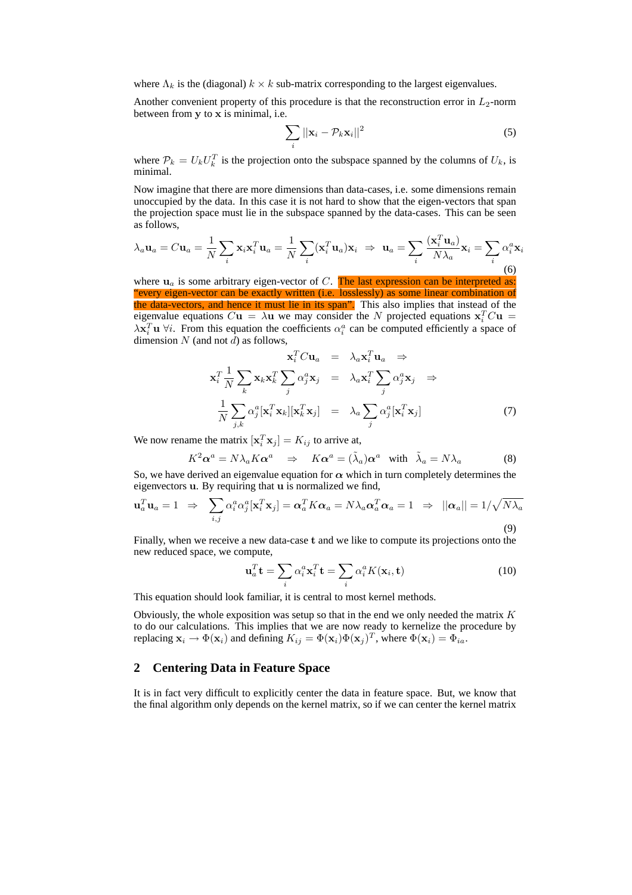where $\Lambda_k$ is the (diagonal) $k \times k$ sub-matrix corresponding to the largest eigenvalues.

Another convenient property of this procedure is that the reconstruction error in $L_2$-norm between from $\mathbf{y}$ to $\mathbf{x}$ is minimal, i.e.

$$\sum_i ||\mathbf{x}_i - \mathcal{P}_k \mathbf{x}_i||^2 \tag{5}$$

where $\mathcal{P}_k = U_k U_k^T$ is the projection onto the subspace spanned by the columns of $U_k$, is minimal.

Now imagine that there are more dimensions than data-cases, i.e. some dimensions remain unoccupied by the data. In this case it is not hard to show that the eigen-vectors that span the projection space must lie in the subspace spanned by the data-cases. This can be seen as follows,

$$\lambda_a \mathbf{u}_a = C\mathbf{u}_a = \frac{1}{N}\sum_i \mathbf{x}_i \mathbf{x}_i^T \mathbf{u}_a = \frac{1}{N}\sum_i (\mathbf{x}_i^T \mathbf{u}_a)\mathbf{x}_i \;\Rightarrow\; \mathbf{u}_a = \sum_i \frac{(\mathbf{x}_i^T \mathbf{u}_a)}{N\lambda_a}\mathbf{x}_i = \sum_i \alpha_i^a \mathbf{x}_i \tag{6}$$

where $\mathbf{u}_a$ is some arbitrary eigen-vector of $C$. The last expression can be interpreted as: "every eigen-vector can be exactly written (i.e. losslessly) as some linear combination of the data-vectors, and hence it must lie in its span". This also implies that instead of the eigenvalue equations $C\mathbf{u} = \lambda\mathbf{u}$ we may consider the $N$ projected equations $\mathbf{x}_i^T C\mathbf{u} = \lambda \mathbf{x}_i^T \mathbf{u}\ \forall i$. From this equation the coefficients $\alpha_i^a$ can be computed efficiently a space of dimension $N$ (and not $d$) as follows,

$$\begin{aligned}
\mathbf{x}_i^T C\mathbf{u}_a &= \lambda_a \mathbf{x}_i^T \mathbf{u}_a \quad \Rightarrow \\
\mathbf{x}_i^T \frac{1}{N}\sum_k \mathbf{x}_k \mathbf{x}_k^T \sum_j \alpha_j^a \mathbf{x}_j &= \lambda_a \mathbf{x}_i^T \sum_j \alpha_j^a \mathbf{x}_j \quad \Rightarrow \\
\frac{1}{N}\sum_{j,k} \alpha_j^a [\mathbf{x}_i^T \mathbf{x}_k][\mathbf{x}_k^T \mathbf{x}_j] &= \lambda_a \sum_j \alpha_j^a [\mathbf{x}_i^T \mathbf{x}_j]
\end{aligned} \tag{7}$$

We now rename the matrix $[\mathbf{x}_i^T \mathbf{x}_j] = K_{ij}$ to arrive at,

$$K^2 \boldsymbol{\alpha}^a = N\lambda_a K \boldsymbol{\alpha}^a \quad \Rightarrow \quad K\boldsymbol{\alpha}^a = (\tilde{\lambda}_a)\boldsymbol{\alpha}^a \quad \text{with} \quad \tilde{\lambda}_a = N\lambda_a \tag{8}$$

So, we have derived an eigenvalue equation for $\boldsymbol{\alpha}$ which in turn completely determines the eigenvectors $\mathbf{u}$. By requiring that $\mathbf{u}$ is normalized we find,

$$\mathbf{u}_a^T \mathbf{u}_a = 1 \;\Rightarrow\; \sum_{i,j} \alpha_i^a \alpha_j^a [\mathbf{x}_i^T \mathbf{x}_j] = \boldsymbol{\alpha}_a^T K \boldsymbol{\alpha}_a = N\lambda_a \boldsymbol{\alpha}_a^T \boldsymbol{\alpha}_a = 1 \;\Rightarrow\; ||\boldsymbol{\alpha}_a|| = 1/\sqrt{N\lambda_a} \tag{9}$$

Finally, when we receive a new data-case $\mathbf{t}$ and we like to compute its projections onto the new reduced space, we compute,

$$\mathbf{u}_a^T \mathbf{t} = \sum_i \alpha_i^a \mathbf{x}_i^T \mathbf{t} = \sum_i \alpha_i^a K(\mathbf{x}_i, \mathbf{t}) \tag{10}$$

This equation should look familiar, it is central to most kernel methods.

Obviously, the whole exposition was setup so that in the end we only needed the matrix $K$ to do our calculations. This implies that we are now ready to kernelize the procedure by replacing $\mathbf{x}_i \to \Phi(\mathbf{x}_i)$ and defining $K_{ij} = \Phi(\mathbf{x}_i)\Phi(\mathbf{x}_j)^T$, where $\Phi(\mathbf{x}_i) = \Phi_{ia}$.

## 2 Centering Data in Feature Space

It is in fact very difficult to explicitly center the data in feature space. But, we know that the final algorithm only depends on the kernel matrix, so if we can center the kernel matrix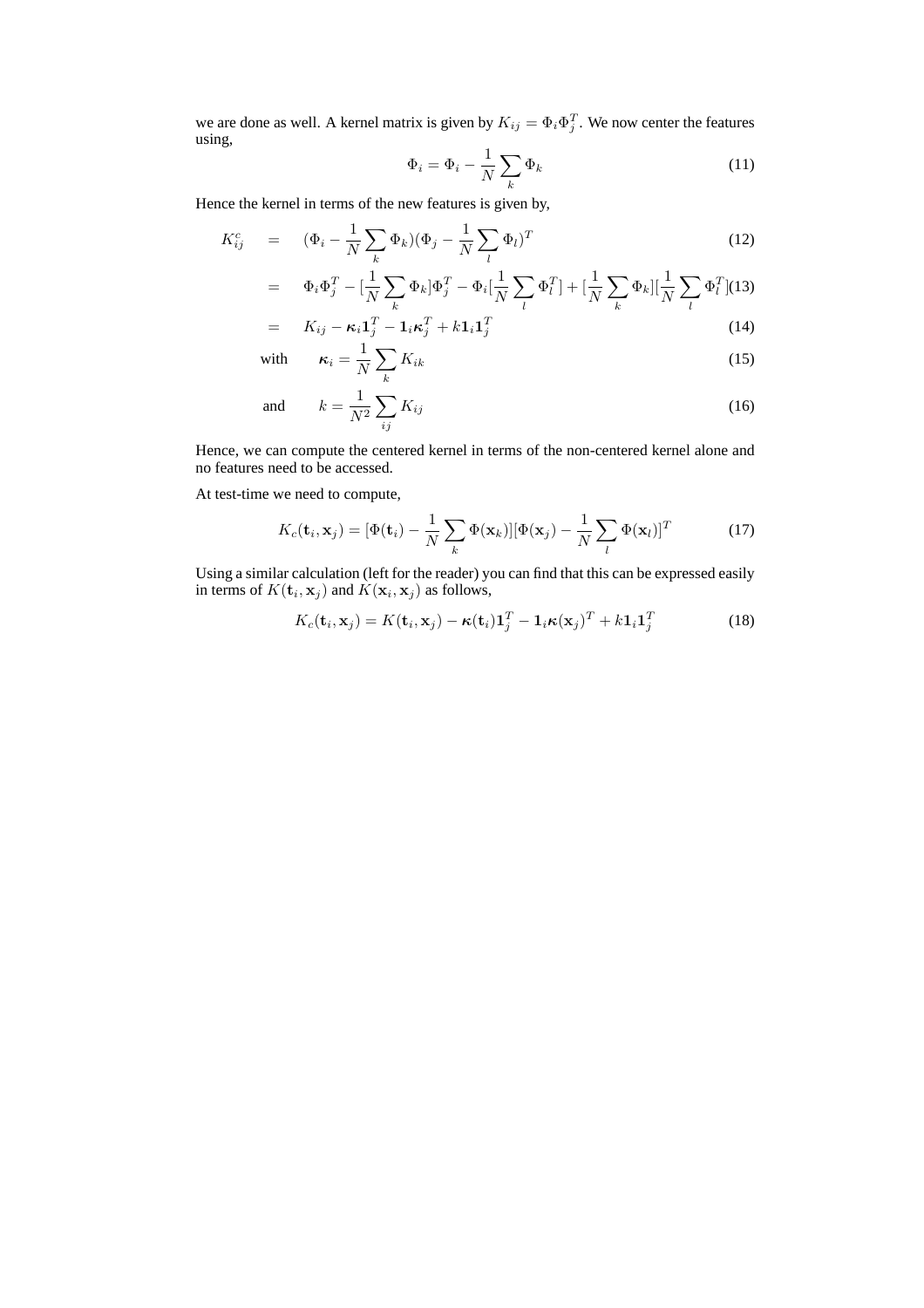we are done as well. A kernel matrix is given by $K_{ij} = \Phi_i \Phi_j^T$. We now center the features using,

$$\Phi_i = \Phi_i - \frac{1}{N}\sum_k \Phi_k \tag{11}$$

Hence the kernel in terms of the new features is given by,

$$
\begin{aligned}
K_{ij}^c &= (\Phi_i - \frac{1}{N}\sum_k \Phi_k)(\Phi_j - \frac{1}{N}\sum_l \Phi_l)^T && (12)\\
&= \Phi_i \Phi_j^T - [\frac{1}{N}\sum_k \Phi_k]\Phi_j^T - \Phi_i[\frac{1}{N}\sum_l \Phi_l^T] + [\frac{1}{N}\sum_k \Phi_k][\frac{1}{N}\sum_l \Phi_l^T] && (13)\\
&= K_{ij} - \boldsymbol{\kappa}_i \mathbf{1}_j^T - \mathbf{1}_i \boldsymbol{\kappa}_j^T + k\mathbf{1}_i\mathbf{1}_j^T && (14)\\
\text{with} \quad & \boldsymbol{\kappa}_i = \frac{1}{N}\sum_k K_{ik} && (15)\\
\text{and} \quad & k = \frac{1}{N^2}\sum_{ij} K_{ij} && (16)
\end{aligned}
$$

Hence, we can compute the centered kernel in terms of the non-centered kernel alone and no features need to be accessed.

At test-time we need to compute,

$$K_c(\mathbf{t}_i, \mathbf{x}_j) = [\Phi(\mathbf{t}_i) - \frac{1}{N}\sum_k \Phi(\mathbf{x}_k)][\Phi(\mathbf{x}_j) - \frac{1}{N}\sum_l \Phi(\mathbf{x}_l)]^T \tag{17}$$

Using a similar calculation (left for the reader) you can find that this can be expressed easily in terms of $K(\mathbf{t}_i, \mathbf{x}_j)$ and $K(\mathbf{x}_i, \mathbf{x}_j)$ as follows,

$$K_c(\mathbf{t}_i, \mathbf{x}_j) = K(\mathbf{t}_i, \mathbf{x}_j) - \boldsymbol{\kappa}(\mathbf{t}_i)\mathbf{1}_j^T - \mathbf{1}_i \boldsymbol{\kappa}(\mathbf{x}_j)^T + k\mathbf{1}_i\mathbf{1}_j^T \tag{18}$$